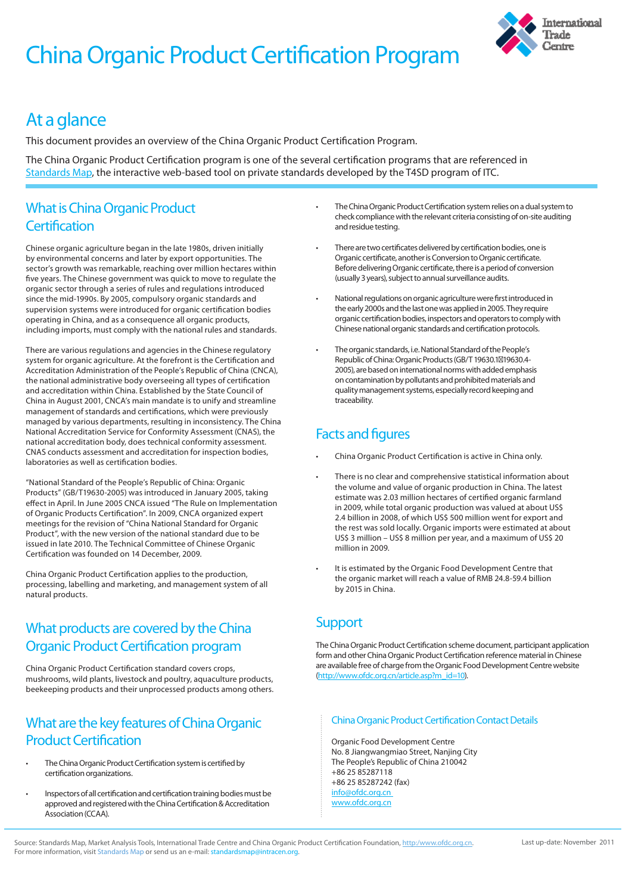# China Organic Product Certification Program

## At a glance

This document provides an overview of the China Organic Product Certification Program.

The China Organic Product Certification program is one of the several certification programs that are referenced in Standards Map, the interactive web-based tool on private standards developed by the T4SD program of ITC.

## What is China Organic Product Certification

Chinese organic agriculture began in the late 1980s, driven initially by environmental concerns and later by export opportunities. The sector's growth was remarkable, reaching over million hectares within five years. The Chinese government was quick to move to regulate the organic sector through a series of rules and regulations introduced since the mid-1990s. By 2005, compulsory organic standards and supervision systems were introduced for organic certification bodies operating in China, and as a consequence all organic products, including imports, must comply with the national rules and standards.

There are various regulations and agencies in the Chinese regulatory system for organic agriculture. At the forefront is the Certification and Accreditation Administration of the People's Republic of China (CNCA), the national administrative body overseeing all types of certification and accreditation within China. Established by the State Council of China in August 2001, CNCA's main mandate is to unify and streamline management of standards and certifications, which were previously managed by various departments, resulting in inconsistency. The China National Accreditation Service for Conformity Assessment (CNAS), the national accreditation body, does technical conformity assessment. CNAS conducts assessment and accreditation for inspection bodies, laboratories as well as certification bodies.

"National Standard of the People's Republic of China: Organic Products" (GB/T19630-2005) was introduced in January 2005, taking effect in April. In June 2005 CNCA issued "The Rule on Implementation of Organic Products Certification". In 2009, CNCA organized expert meetings for the revision of "China National Standard for Organic Product", with the new version of the national standard due to be issued in late 2010. The Technical Committee of Chinese Organic Certification was founded on 14 December, 2009.

China Organic Product Certification applies to the production, processing, labelling and marketing, and management system of all natural products.

## What products are covered by the China Organic Product Certification program

China Organic Product Certification standard covers crops, mushrooms, wild plants, livestock and poultry, aquaculture products, beekeeping products and their unprocessed products among others.

## What are the key features of China Organic Product Certification

- The China Organic Product Certification system is certified by certification organizations.
- Inspectors of all certification and certification training bodies must be approved and registered with the China Certification & Accreditation Association (CCAA).
- The China Organic Product Certification system relies on a dual system to check compliance with the relevant criteria consisting of on-site auditing and residue testing.
- There are two certificates delivered by certification bodies, one is Organic certificate, another is Conversion to Organic certificate. Before delivering Organic certificate, there is a period of conversion (usually 3 years), subject to annual surveillance audits.
- National regulations on organic agriculture were first introduced in the early 2000s and the last one was applied in 2005. They require organic certification bodies, inspectors and operators to comply with Chinese national organic standards and certification protocols.
- The organic standards, i.e. National Standard of the People's Republic of China: Organic Products (GB/T 19630.1～19630.4-2005), are based on international norms with added emphasis on contamination by pollutants and prohibited materials and quality management systems, especially record keeping and traceability.

## Facts and figures

- China Organic Product Certification is active in China only.
- There is no clear and comprehensive statistical information about the volume and value of organic production in China. The latest estimate was 2.03 million hectares of certified organic farmland in 2009, while total organic production was valued at about US$ 2.4 billion in 2008, of which US$ 500 million went for export and the rest was sold locally. Organic imports were estimated at about US$ 3 million – US$ 8 million per year, and a maximum of US$ 20 million in 2009.
- It is estimated by the Organic Food Development Centre that the organic market will reach a value of RMB 24.8-59.4 billion by 2015 in China.

## Support

The China Organic Product Certification scheme document, participant application form and other China Organic Product Certification reference material in Chinese are available free of charge from the Organic Food Development Centre website (http://www.ofdc.org.cn/article.asp?m_id=10).

### China Organic Product Certification Contact Details

Organic Food Development Centre
No. 8 Jiangwangmiao Street, Nanjing City
The People's Republic of China 210042
+86 25 85287118
+86 25 85287242 (fax)
info@ofdc.org.cn
www.ofdc.org.cn

Source: Standards Map, Market Analysis Tools, International Trade Centre and China Organic Product Certification Foundation, http://www.ofdc.org.cn.
For more information, visit Standards Map or send us an e-mail: standardsmap@intracen.org.

Last up-date: November 2011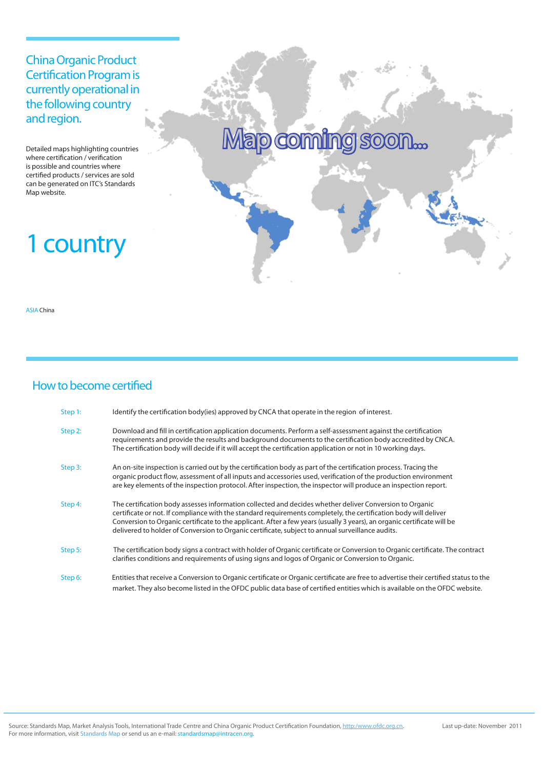## China Organic Product Certification Program is currently operational in the following country and region.

Detailed maps highlighting countries where certification / verification is possible and countries where certified products / services are sold can be generated on ITC's Standards Map website.

Map coming soon...

# 1 country

ASIA China

## How to become certified

| | |
|---|---|
| Step 1: | Identify the certification body(ies) approved by CNCA that operate in the region of interest. |
| Step 2: | Download and fill in certification application documents. Perform a self-assessment against the certification requirements and provide the results and background documents to the certification body accredited by CNCA. The certification body will decide if it will accept the certification application or not in 10 working days. |
| Step 3: | An on-site inspection is carried out by the certification body as part of the certification process. Tracing the organic product flow, assessment of all inputs and accessories used, verification of the production environment are key elements of the inspection protocol. After inspection, the inspector will produce an inspection report. |
| Step 4: | The certification body assesses information collected and decides whether deliver Conversion to Organic certificate or not. If compliance with the standard requirements completely, the certification body will deliver Conversion to Organic certificate to the applicant. After a few years (usually 3 years), an organic certificate will be delivered to holder of Conversion to Organic certificate, subject to annual surveillance audits. |
| Step 5: | The certification body signs a contract with holder of Organic certificate or Conversion to Organic certificate. The contract clarifies conditions and requirements of using signs and logos of Organic or Conversion to Organic. |
| Step 6: | Entities that receive a Conversion to Organic certificate or Organic certificate are free to advertise their certified status to the market. They also become listed in the OFDC public data base of certified entities which is available on the OFDC website. |

Source: Standards Map, Market Analysis Tools, International Trade Centre and China Organic Product Certification Foundation, http:/www.ofdc.org.cn.
For more information, visit Standards Map or send us an e-mail: standardsmap@intracen.org.

Last up-date: November 2011